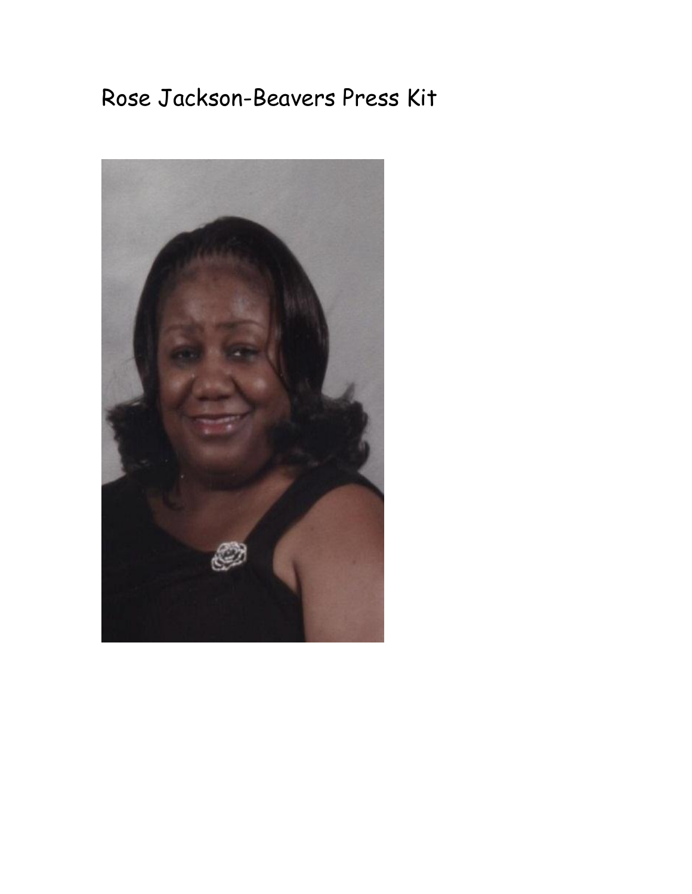# Rose Jackson-Beavers Press Kit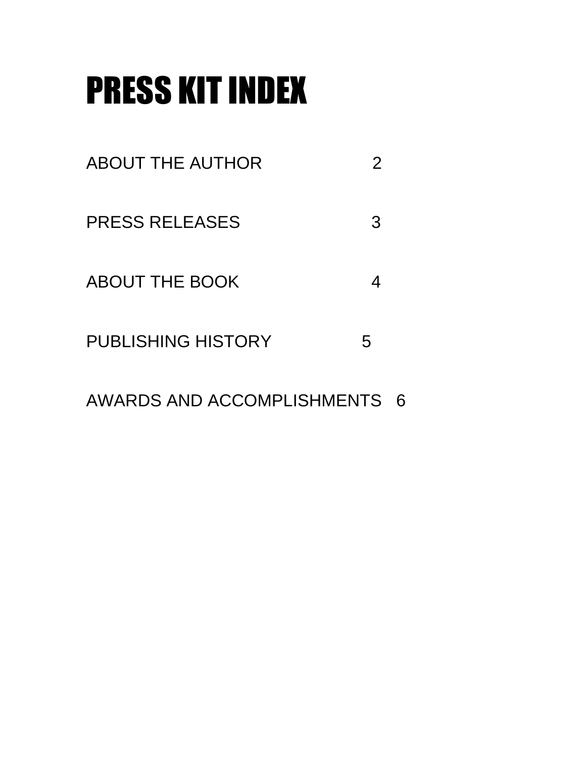# PRESS KIT INDEX

ABOUT THE AUTHOR 2

PRESS RELEASES 3

ABOUT THE BOOK 4

PUBLISHING HISTORY 5

AWARDS AND ACCOMPLISHMENTS 6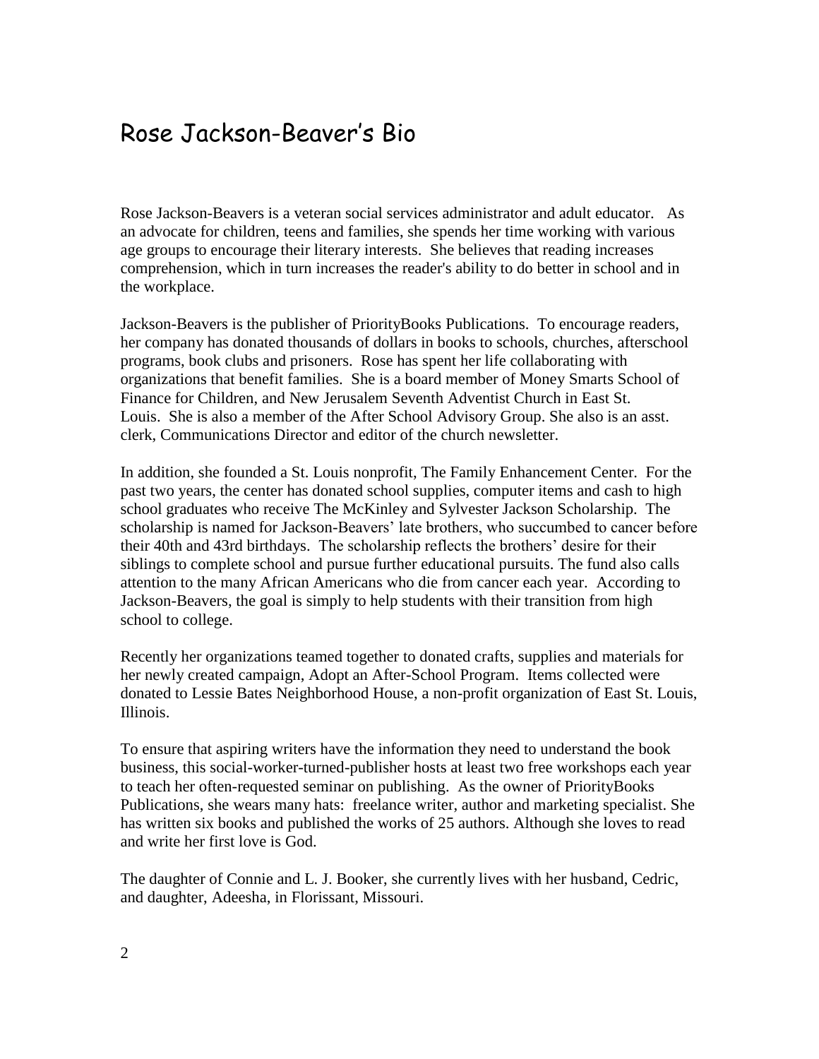# Rose Jackson-Beaver's Bio

Rose Jackson-Beavers is a veteran social services administrator and adult educator. As an advocate for children, teens and families, she spends her time working with various age groups to encourage their literary interests. She believes that reading increases comprehension, which in turn increases the reader's ability to do better in school and in the workplace.

Jackson-Beavers is the publisher of PriorityBooks Publications. To encourage readers, her company has donated thousands of dollars in books to schools, churches, afterschool programs, book clubs and prisoners. Rose has spent her life collaborating with organizations that benefit families. She is a board member of Money Smarts School of Finance for Children, and New Jerusalem Seventh Adventist Church in East St. Louis. She is also a member of the After School Advisory Group. She also is an asst. clerk, Communications Director and editor of the church newsletter.

In addition, she founded a St. Louis nonprofit, The Family Enhancement Center. For the past two years, the center has donated school supplies, computer items and cash to high school graduates who receive The McKinley and Sylvester Jackson Scholarship. The scholarship is named for Jackson-Beavers' late brothers, who succumbed to cancer before their 40th and 43rd birthdays. The scholarship reflects the brothers' desire for their siblings to complete school and pursue further educational pursuits. The fund also calls attention to the many African Americans who die from cancer each year. According to Jackson-Beavers, the goal is simply to help students with their transition from high school to college.

Recently her organizations teamed together to donated crafts, supplies and materials for her newly created campaign, Adopt an After-School Program. Items collected were donated to Lessie Bates Neighborhood House, a non-profit organization of East St. Louis, Illinois.

To ensure that aspiring writers have the information they need to understand the book business, this social-worker-turned-publisher hosts at least two free workshops each year to teach her often-requested seminar on publishing. As the owner of PriorityBooks Publications, she wears many hats: freelance writer, author and marketing specialist. She has written six books and published the works of 25 authors. Although she loves to read and write her first love is God.

The daughter of Connie and L. J. Booker, she currently lives with her husband, Cedric, and daughter, Adeesha, in Florissant, Missouri.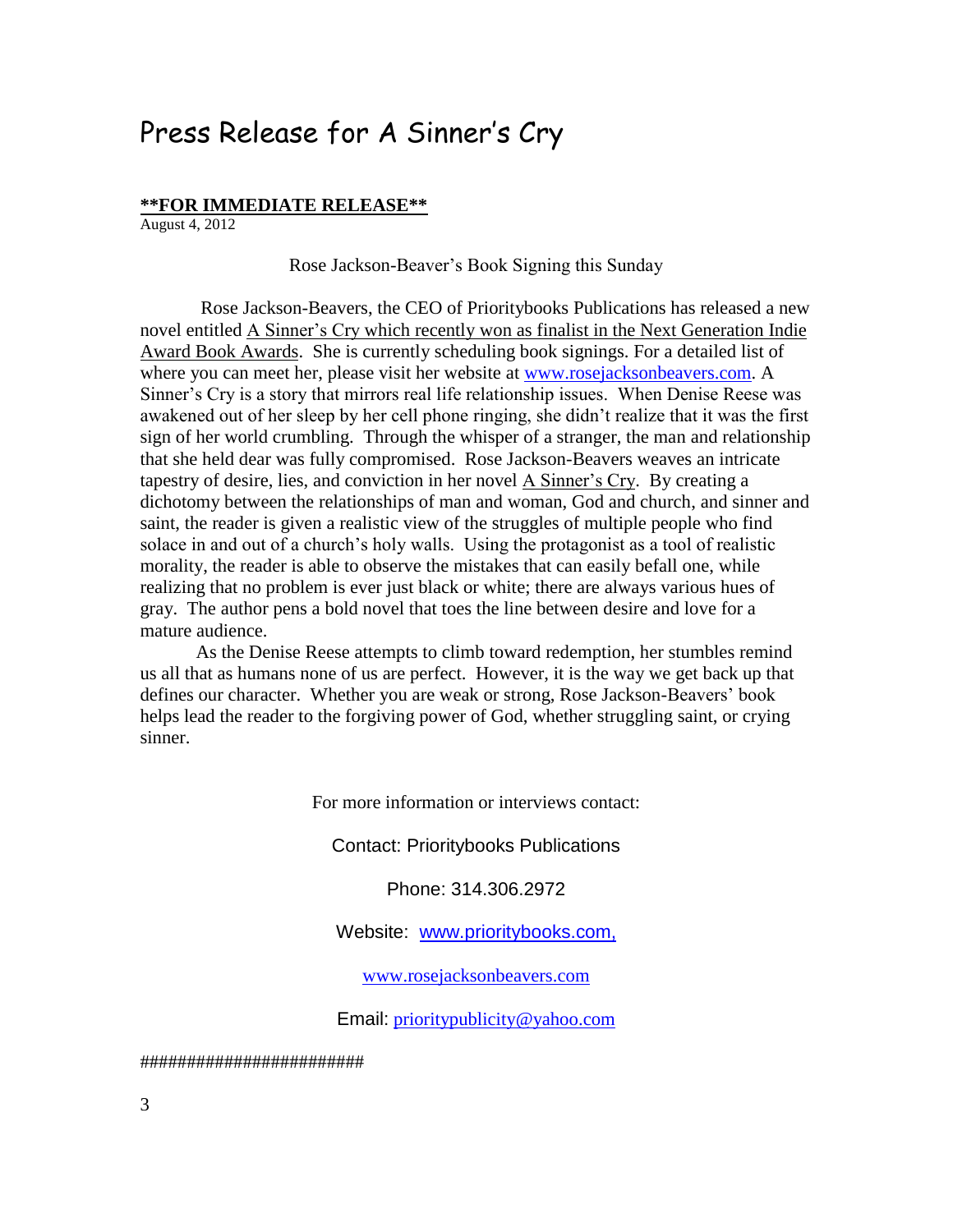# Press Release for A Sinner's Cry

**<u>**FOR IMMEDIATE RELEASE**</u>**

August 4, 2012

Rose Jackson-Beaver's Book Signing this Sunday

Rose Jackson-Beavers, the CEO of Prioritybooks Publications has released a new novel entitled <u>A Sinner's Cry which recently won as finalist in the Next Generation Indie Award Book Awards</u>. She is currently scheduling book signings. For a detailed list of where you can meet her, please visit her website at [www.rosejacksonbeavers.com](http://www.rosejacksonbeavers.com). A Sinner's Cry is a story that mirrors real life relationship issues. When Denise Reese was awakened out of her sleep by her cell phone ringing, she didn't realize that it was the first sign of her world crumbling. Through the whisper of a stranger, the man and relationship that she held dear was fully compromised. Rose Jackson-Beavers weaves an intricate tapestry of desire, lies, and conviction in her novel <u>A Sinner's Cry</u>. By creating a dichotomy between the relationships of man and woman, God and church, and sinner and saint, the reader is given a realistic view of the struggles of multiple people who find solace in and out of a church's holy walls. Using the protagonist as a tool of realistic morality, the reader is able to observe the mistakes that can easily befall one, while realizing that no problem is ever just black or white; there are always various hues of gray. The author pens a bold novel that toes the line between desire and love for a mature audience.

As the Denise Reese attempts to climb toward redemption, her stumbles remind us all that as humans none of us are perfect. However, it is the way we get back up that defines our character. Whether you are weak or strong, Rose Jackson-Beavers' book helps lead the reader to the forgiving power of God, whether struggling saint, or crying sinner.

For more information or interviews contact:

Contact: Prioritybooks Publications

Phone: 314.306.2972

Website: [www.prioritybooks.com,](http://www.prioritybooks.com)

[www.rosejacksonbeavers.com](http://www.rosejacksonbeavers.com)

Email: [prioritypublicity@yahoo.com](mailto:prioritypublicity@yahoo.com)

########################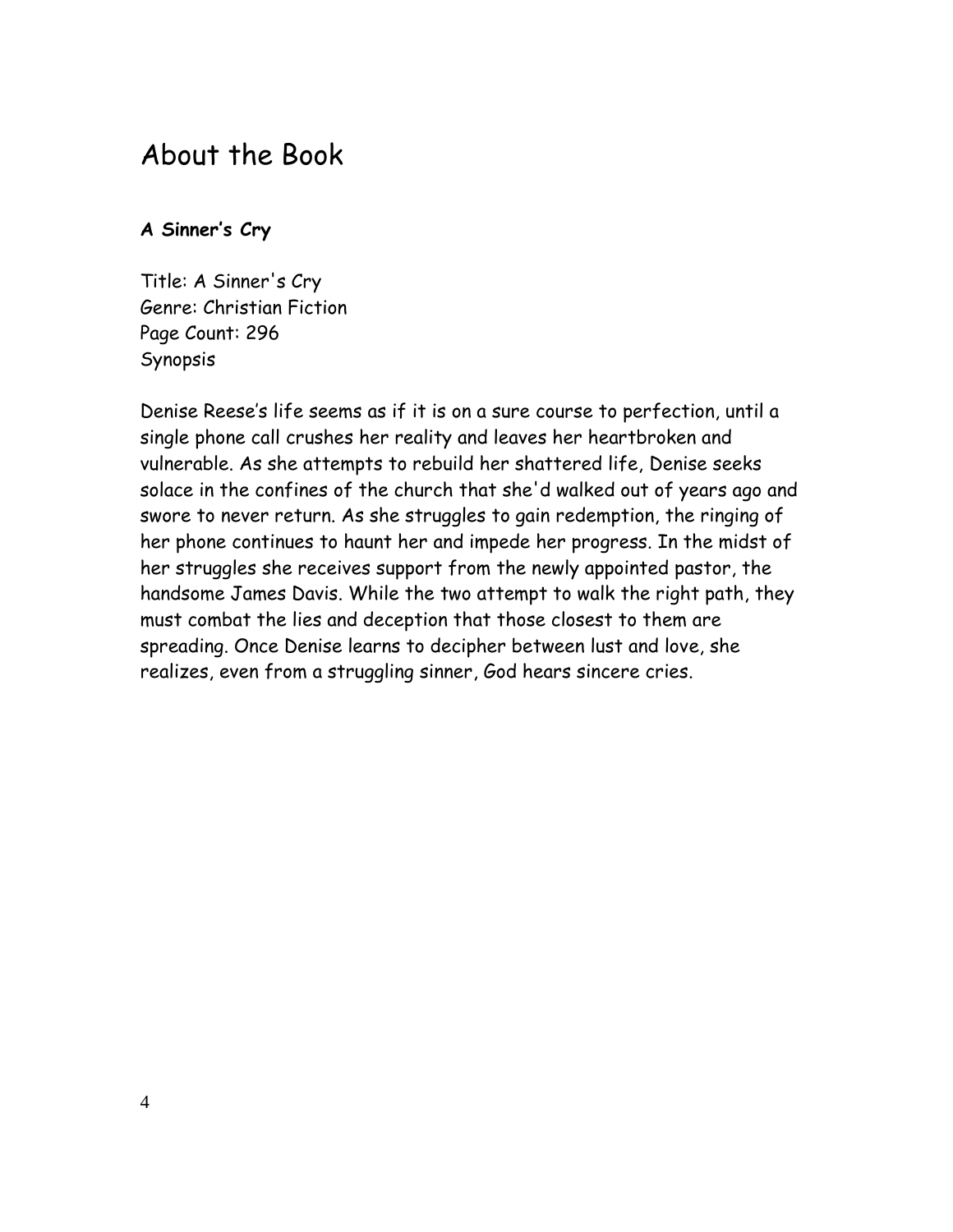# About the Book

**A Sinner's Cry**

Title: A Sinner's Cry
Genre: Christian Fiction
Page Count: 296
Synopsis

Denise Reese's life seems as if it is on a sure course to perfection, until a single phone call crushes her reality and leaves her heartbroken and vulnerable. As she attempts to rebuild her shattered life, Denise seeks solace in the confines of the church that she'd walked out of years ago and swore to never return. As she struggles to gain redemption, the ringing of her phone continues to haunt her and impede her progress. In the midst of her struggles she receives support from the newly appointed pastor, the handsome James Davis. While the two attempt to walk the right path, they must combat the lies and deception that those closest to them are spreading. Once Denise learns to decipher between lust and love, she realizes, even from a struggling sinner, God hears sincere cries.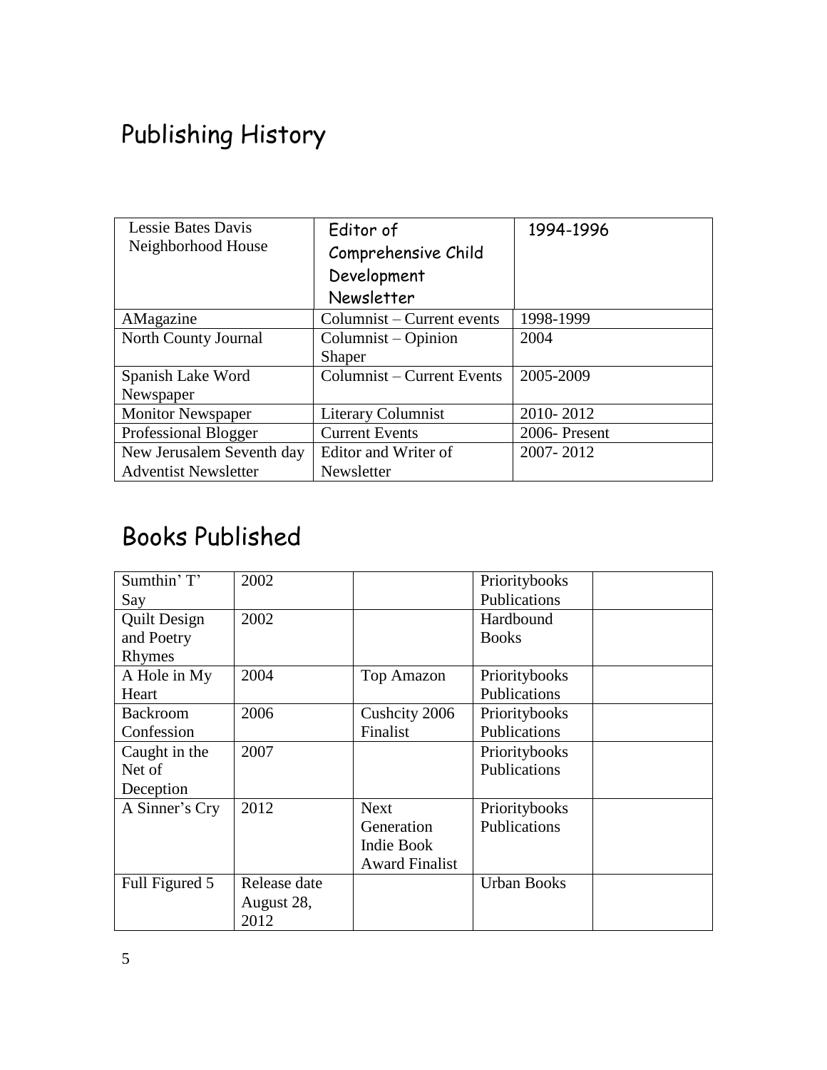## Publishing History

| Lessie Bates Davis Neighborhood House | Editor of Comprehensive Child Development Newsletter | 1994-1996 |
|---|---|---|
| AMagazine | Columnist – Current events | 1998-1999 |
| North County Journal | Columnist – Opinion Shaper | 2004 |
| Spanish Lake Word Newspaper | Columnist – Current Events | 2005-2009 |
| Monitor Newspaper | Literary Columnist | 2010- 2012 |
| Professional Blogger | Current Events | 2006- Present |
| New Jerusalem Seventh day Adventist Newsletter | Editor and Writer of Newsletter | 2007- 2012 |

## Books Published

| Sumthin' T' Say | 2002 | | Prioritybooks Publications | |
|---|---|---|---|---|
| Quilt Design and Poetry Rhymes | 2002 | | Hardbound Books | |
| A Hole in My Heart | 2004 | Top Amazon | Prioritybooks Publications | |
| Backroom Confession | 2006 | Cushcity 2006 Finalist | Prioritybooks Publications | |
| Caught in the Net of Deception | 2007 | | Prioritybooks Publications | |
| A Sinner's Cry | 2012 | Next Generation Indie Book Award Finalist | Prioritybooks Publications | |
| Full Figured 5 | Release date August 28, 2012 | | Urban Books | |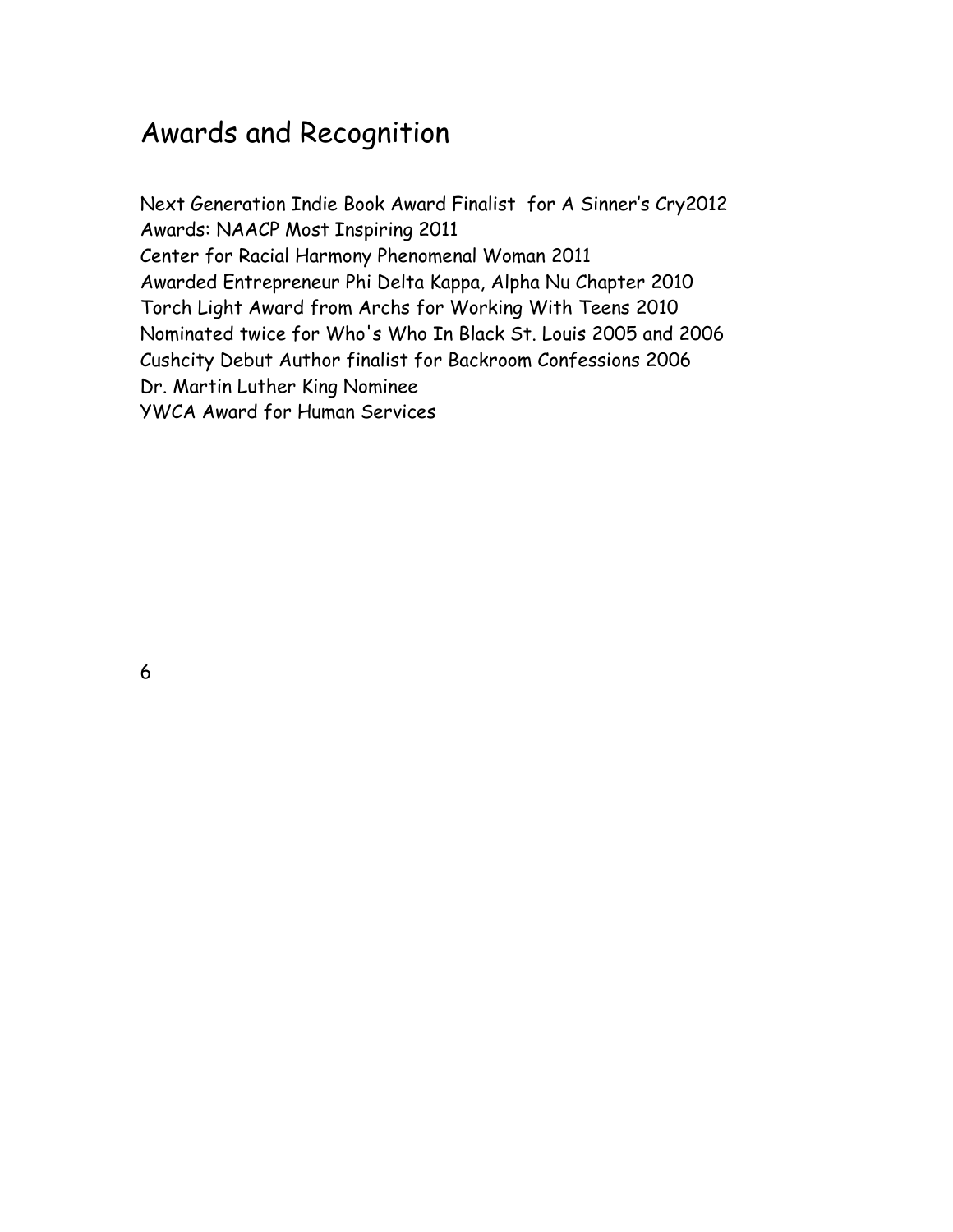## Awards and Recognition

Next Generation Indie Book Award Finalist for A Sinner's Cry2012
Awards: NAACP Most Inspiring 2011
Center for Racial Harmony Phenomenal Woman 2011
Awarded Entrepreneur Phi Delta Kappa, Alpha Nu Chapter 2010
Torch Light Award from Archs for Working With Teens 2010
Nominated twice for Who's Who In Black St. Louis 2005 and 2006
Cushcity Debut Author finalist for Backroom Confessions 2006
Dr. Martin Luther King Nominee
YWCA Award for Human Services